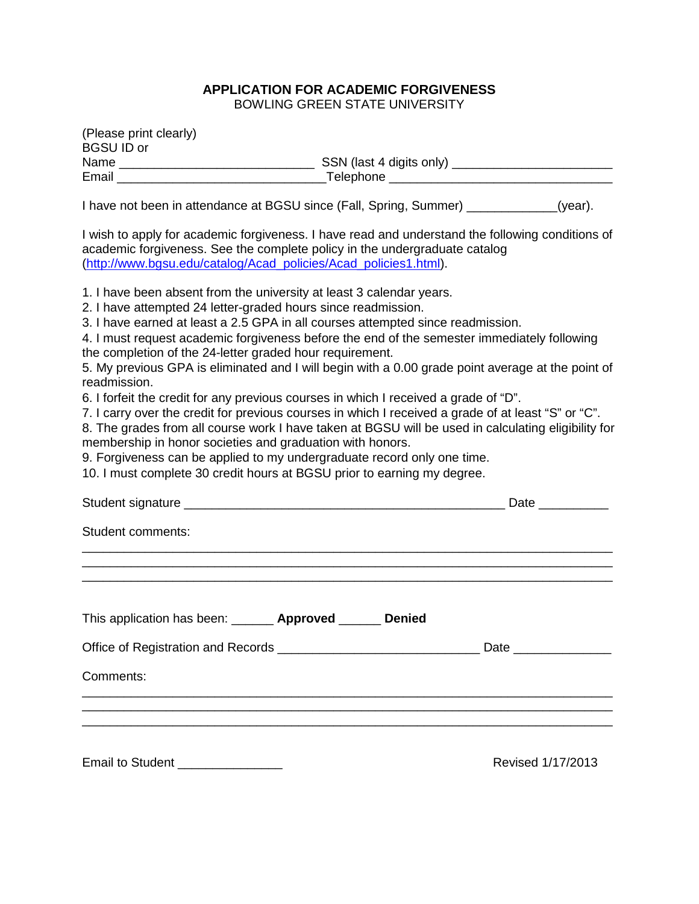# APPLICATION FOR ACADEMIC FORGIVENESS

BOWLING GREEN STATE UNIVERSITY

(Please print clearly)

BGSU ID or

Name ___________________________ SSN (last 4 digits only) ______________________

Email _____________________________Telephone ______________________________

I have not been in attendance at BGSU since (Fall, Spring, Summer) ____________(year).

I wish to apply for academic forgiveness. I have read and understand the following conditions of academic forgiveness. See the complete policy in the undergraduate catalog ([http://www.bgsu.edu/catalog/Acad_policies/Acad_policies1.html](http://www.bgsu.edu/catalog/Acad_policies/Acad_policies1.html)).

1. I have been absent from the university at least 3 calendar years.
2. I have attempted 24 letter-graded hours since readmission.
3. I have earned at least a 2.5 GPA in all courses attempted since readmission.
4. I must request academic forgiveness before the end of the semester immediately following the completion of the 24-letter graded hour requirement.
5. My previous GPA is eliminated and I will begin with a 0.00 grade point average at the point of readmission.
6. I forfeit the credit for any previous courses in which I received a grade of "D".
7. I carry over the credit for previous courses in which I received a grade of at least "S" or "C".
8. The grades from all course work I have taken at BGSU will be used in calculating eligibility for membership in honor societies and graduation with honors.
9. Forgiveness can be applied to my undergraduate record only one time.
10. I must complete 30 credit hours at BGSU prior to earning my degree.

Student signature _____________________________________________ Date __________

Student comments:

_________________________________________________________________________

_________________________________________________________________________

_________________________________________________________________________

This application has been: ______ **Approved** ______ **Denied**

Office of Registration and Records ____________________________ Date _____________

Comments:

_________________________________________________________________________

_________________________________________________________________________

_________________________________________________________________________

Email to Student ______________

Revised 1/17/2013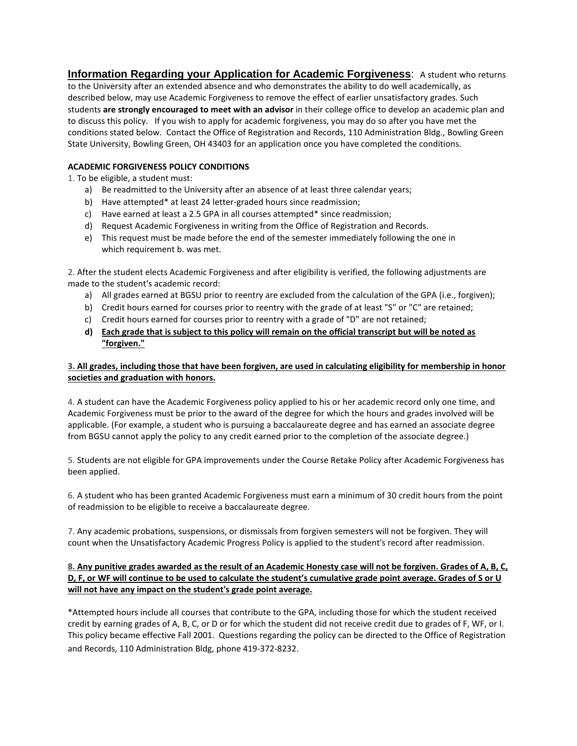**Information Regarding your Application for Academic Forgiveness**: A student who returns to the University after an extended absence and who demonstrates the ability to do well academically, as described below, may use Academic Forgiveness to remove the effect of earlier unsatisfactory grades. Such students **are strongly encouraged to meet with an advisor** in their college office to develop an academic plan and to discuss this policy. If you wish to apply for academic forgiveness, you may do so after you have met the conditions stated below. Contact the Office of Registration and Records, 110 Administration Bldg., Bowling Green State University, Bowling Green, OH 43403 for an application once you have completed the conditions.

**ACADEMIC FORGIVENESS POLICY CONDITIONS**

1. To be eligible, a student must:
   a) Be readmitted to the University after an absence of at least three calendar years;
   b) Have attempted* at least 24 letter-graded hours since readmission;
   c) Have earned at least a 2.5 GPA in all courses attempted* since readmission;
   d) Request Academic Forgiveness in writing from the Office of Registration and Records.
   e) This request must be made before the end of the semester immediately following the one in which requirement b. was met.

2. After the student elects Academic Forgiveness and after eligibility is verified, the following adjustments are made to the student's academic record:
   a) All grades earned at BGSU prior to reentry are excluded from the calculation of the GPA (i.e., forgiven);
   b) Credit hours earned for courses prior to reentry with the grade of at least "S" or "C" are retained;
   c) Credit hours earned for courses prior to reentry with a grade of "D" are not retained;
   **d) <u>Each grade that is subject to this policy will remain on the official transcript but will be noted as "forgiven."</u>**

3. **<u>All grades, including those that have been forgiven, are used in calculating eligibility for membership in honor societies and graduation with honors.</u>**

4. A student can have the Academic Forgiveness policy applied to his or her academic record only one time, and Academic Forgiveness must be prior to the award of the degree for which the hours and grades involved will be applicable. (For example, a student who is pursuing a baccalaureate degree and has earned an associate degree from BGSU cannot apply the policy to any credit earned prior to the completion of the associate degree.)

5. Students are not eligible for GPA improvements under the Course Retake Policy after Academic Forgiveness has been applied.

6. A student who has been granted Academic Forgiveness must earn a minimum of 30 credit hours from the point of readmission to be eligible to receive a baccalaureate degree.

7. Any academic probations, suspensions, or dismissals from forgiven semesters will not be forgiven. They will count when the Unsatisfactory Academic Progress Policy is applied to the student's record after readmission.

8. **<u>Any punitive grades awarded as the result of an Academic Honesty case will not be forgiven. Grades of A, B, C, D, F, or WF will continue to be used to calculate the student's cumulative grade point average. Grades of S or U will not have any impact on the student's grade point average.</u>**

*Attempted hours include all courses that contribute to the GPA, including those for which the student received credit by earning grades of A, B, C, or D or for which the student did not receive credit due to grades of F, WF, or I. This policy became effective Fall 2001. Questions regarding the policy can be directed to the Office of Registration and Records, 110 Administration Bldg, phone 419-372-8232.